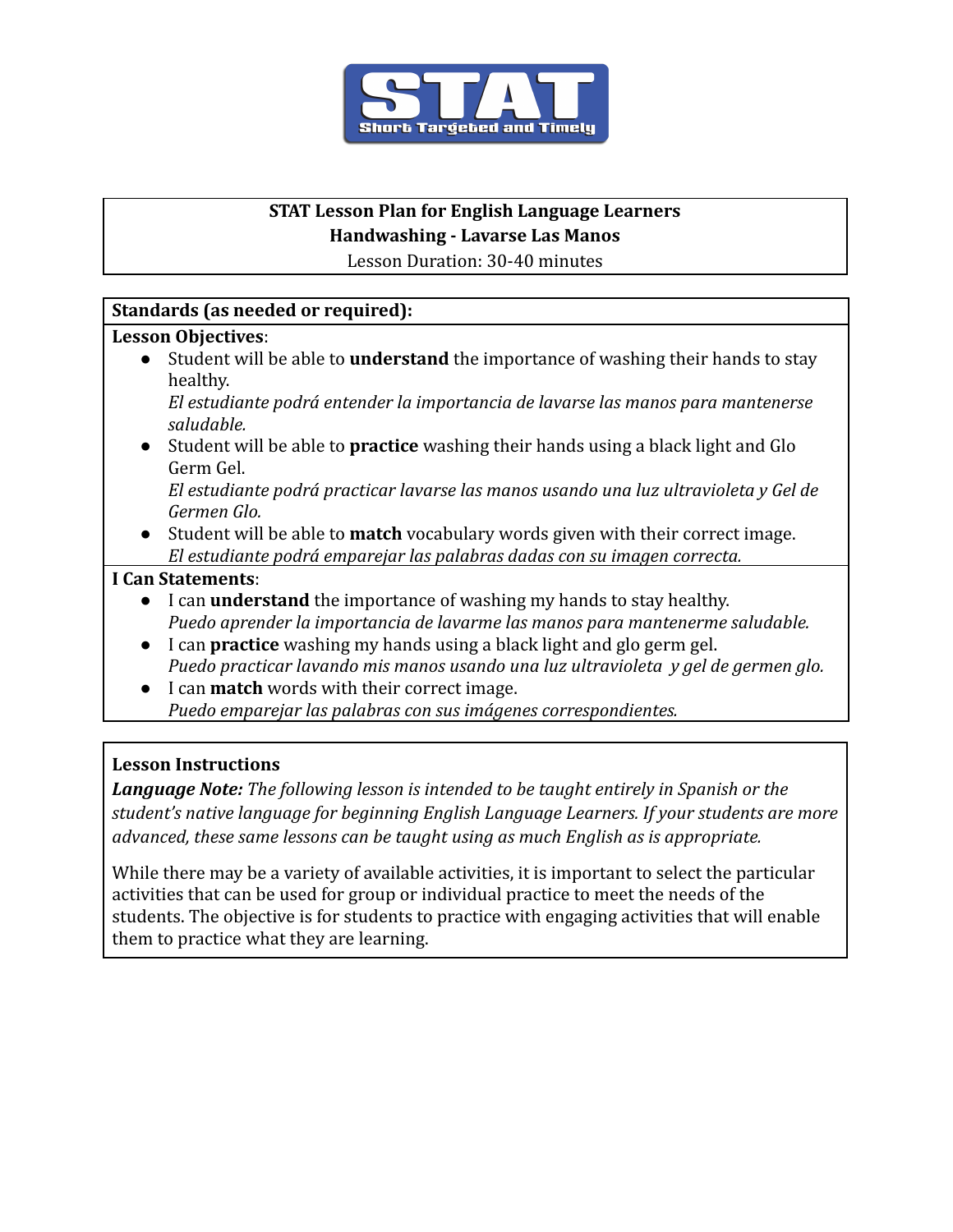STAT
Short Targeted and Timely

# STAT Lesson Plan for English Language Learners

## Handwashing - Lavarse Las Manos

Lesson Duration: 30-40 minutes

**Standards (as needed or required):**

**Lesson Objectives**:

- Student will be able to **understand** the importance of washing their hands to stay healthy.
  *El estudiante podrá entender la importancia de lavarse las manos para mantenerse saludable.*
- Student will be able to **practice** washing their hands using a black light and Glo Germ Gel.
  *El estudiante podrá practicar lavarse las manos usando una luz ultravioleta y Gel de Germen Glo.*
- Student will be able to **match** vocabulary words given with their correct image.
  *El estudiante podrá emparejar las palabras dadas con su imagen correcta.*

**I Can Statements**:

- I can **understand** the importance of washing my hands to stay healthy.
  *Puedo aprender la importancia de lavarme las manos para mantenerme saludable.*
- I can **practice** washing my hands using a black light and glo germ gel.
  *Puedo practicar lavando mis manos usando una luz ultravioleta y gel de germen glo.*
- I can **match** words with their correct image.
  *Puedo emparejar las palabras con sus imágenes correspondientes.*

**Lesson Instructions**

***Language Note:*** *The following lesson is intended to be taught entirely in Spanish or the student's native language for beginning English Language Learners. If your students are more advanced, these same lessons can be taught using as much English as is appropriate.*

While there may be a variety of available activities, it is important to select the particular activities that can be used for group or individual practice to meet the needs of the students. The objective is for students to practice with engaging activities that will enable them to practice what they are learning.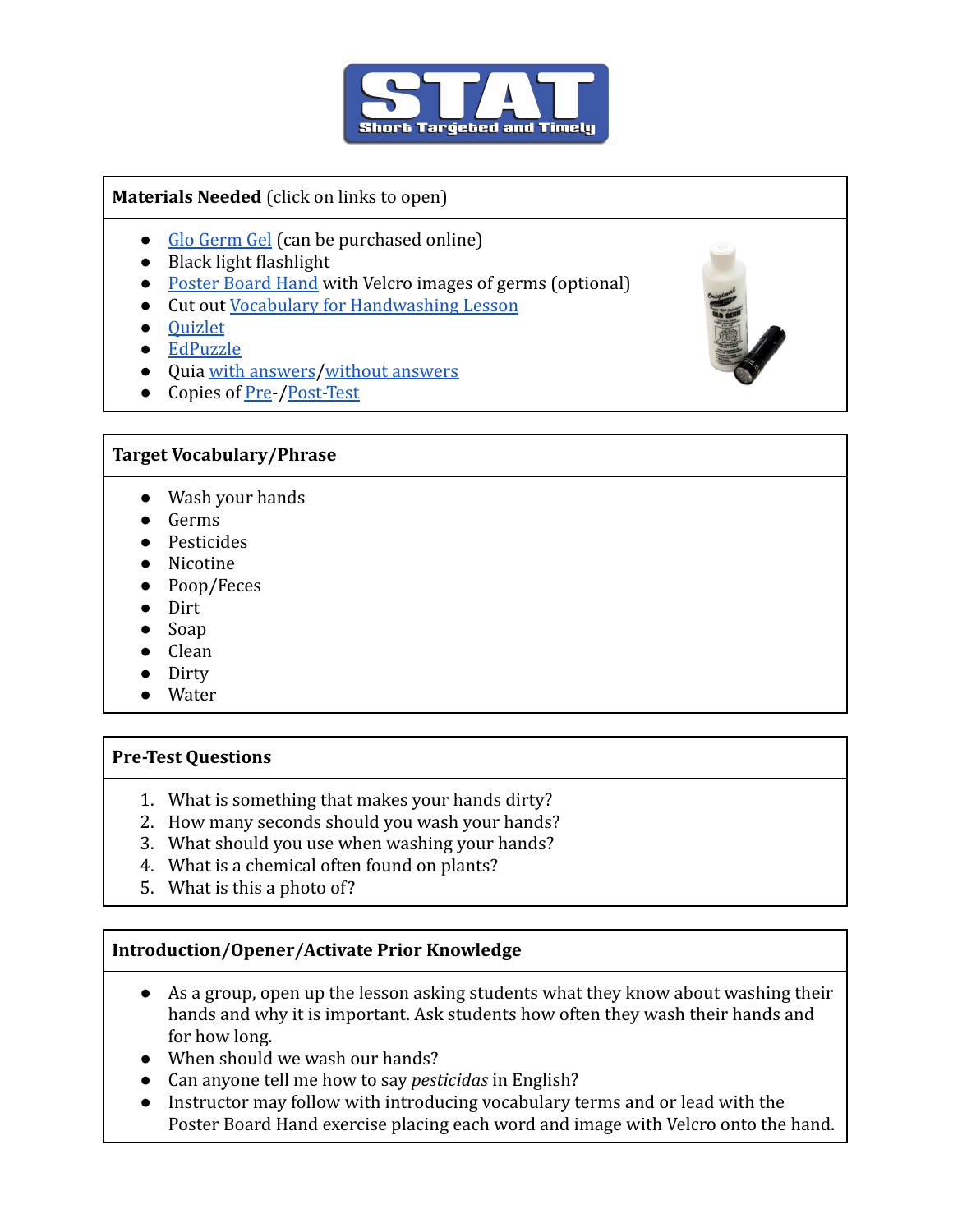# STAT
Short Targeted and Timely

## Materials Needed (click on links to open)

- Glo Germ Gel (can be purchased online)
- Black light flashlight
- Poster Board Hand with Velcro images of germs (optional)
- Cut out Vocabulary for Handwashing Lesson
- Quizlet
- EdPuzzle
- Quia with answers/without answers
- Copies of Pre-/Post-Test

## Target Vocabulary/Phrase

- Wash your hands
- Germs
- Pesticides
- Nicotine
- Poop/Feces
- Dirt
- Soap
- Clean
- Dirty
- Water

## Pre-Test Questions

1. What is something that makes your hands dirty?
2. How many seconds should you wash your hands?
3. What should you use when washing your hands?
4. What is a chemical often found on plants?
5. What is this a photo of?

## Introduction/Opener/Activate Prior Knowledge

- As a group, open up the lesson asking students what they know about washing their hands and why it is important. Ask students how often they wash their hands and for how long.
- When should we wash our hands?
- Can anyone tell me how to say *pesticidas* in English?
- Instructor may follow with introducing vocabulary terms and or lead with the Poster Board Hand exercise placing each word and image with Velcro onto the hand.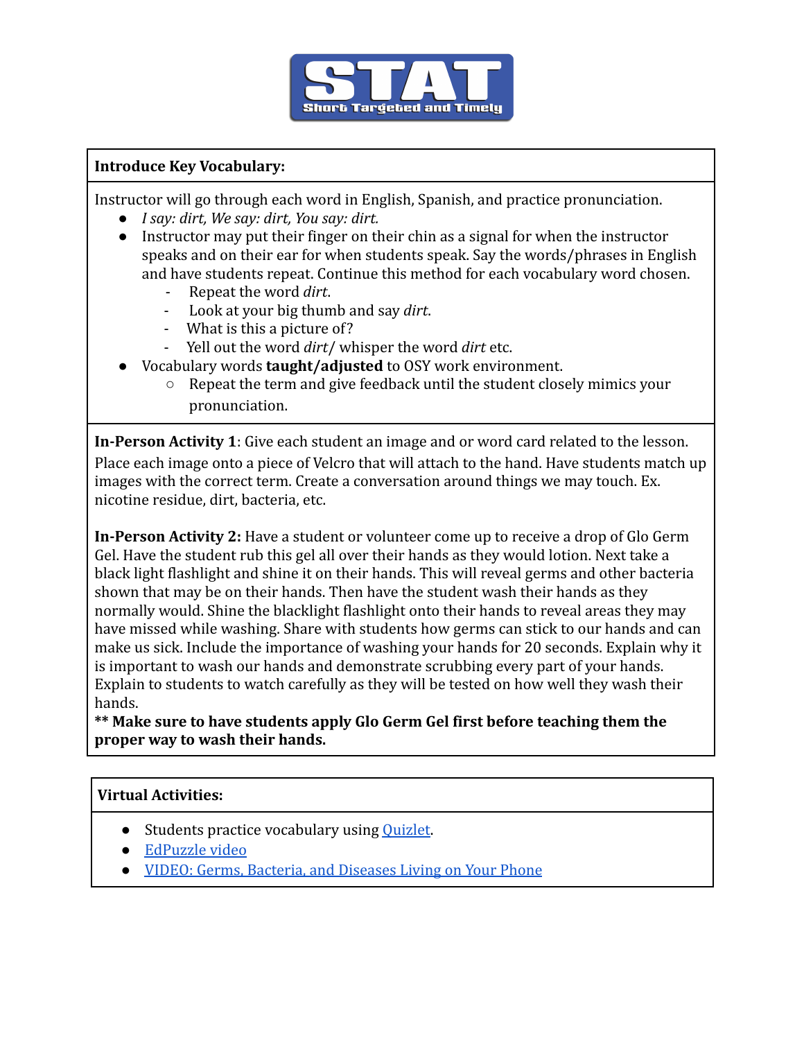STAT
Short Targeted and Timely

**Introduce Key Vocabulary:**

Instructor will go through each word in English, Spanish, and practice pronunciation.

- *I say: dirt, We say: dirt, You say: dirt.*
- Instructor may put their finger on their chin as a signal for when the instructor speaks and on their ear for when students speak. Say the words/phrases in English and have students repeat. Continue this method for each vocabulary word chosen.
    - Repeat the word *dirt*.
    - Look at your big thumb and say *dirt*.
    - What is this a picture of?
    - Yell out the word *dirt*/ whisper the word *dirt* etc.
- Vocabulary words **taught/adjusted** to OSY work environment.
    - Repeat the term and give feedback until the student closely mimics your pronunciation.

**In-Person Activity 1**: Give each student an image and or word card related to the lesson. Place each image onto a piece of Velcro that will attach to the hand. Have students match up images with the correct term. Create a conversation around things we may touch. Ex. nicotine residue, dirt, bacteria, etc.

**In-Person Activity 2:** Have a student or volunteer come up to receive a drop of Glo Germ Gel. Have the student rub this gel all over their hands as they would lotion. Next take a black light flashlight and shine it on their hands. This will reveal germs and other bacteria shown that may be on their hands. Then have the student wash their hands as they normally would. Shine the blacklight flashlight onto their hands to reveal areas they may have missed while washing. Share with students how germs can stick to our hands and can make us sick. Include the importance of washing your hands for 20 seconds. Explain why it is important to wash our hands and demonstrate scrubbing every part of your hands. Explain to students to watch carefully as they will be tested on how well they wash their hands.
**** Make sure to have students apply Glo Germ Gel first before teaching them the proper way to wash their hands.**

**Virtual Activities:**

- Students practice vocabulary using Quizlet.
- EdPuzzle video
- VIDEO: Germs, Bacteria, and Diseases Living on Your Phone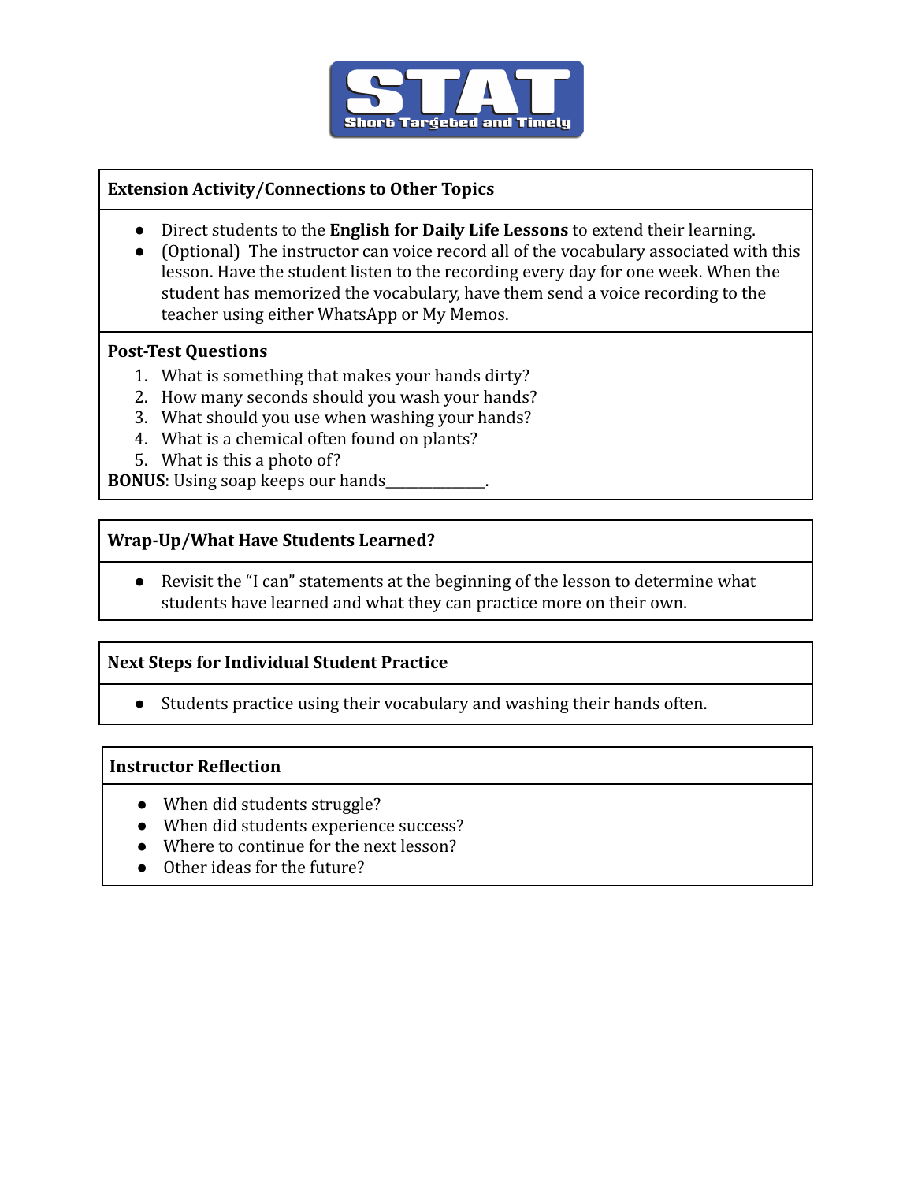**STAT**
**Short Targeted and Timely**

**Extension Activity/Connections to Other Topics**

- Direct students to the **English for Daily Life Lessons** to extend their learning.
- (Optional) The instructor can voice record all of the vocabulary associated with this lesson. Have the student listen to the recording every day for one week. When the student has memorized the vocabulary, have them send a voice recording to the teacher using either WhatsApp or My Memos.

**Post-Test Questions**

1. What is something that makes your hands dirty?
2. How many seconds should you wash your hands?
3. What should you use when washing your hands?
4. What is a chemical often found on plants?
5. What is this a photo of?

**BONUS**: Using soap keeps our hands_____________.

**Wrap-Up/What Have Students Learned?**

- Revisit the "I can" statements at the beginning of the lesson to determine what students have learned and what they can practice more on their own.

**Next Steps for Individual Student Practice**

- Students practice using their vocabulary and washing their hands often.

**Instructor Reflection**

- When did students struggle?
- When did students experience success?
- Where to continue for the next lesson?
- Other ideas for the future?